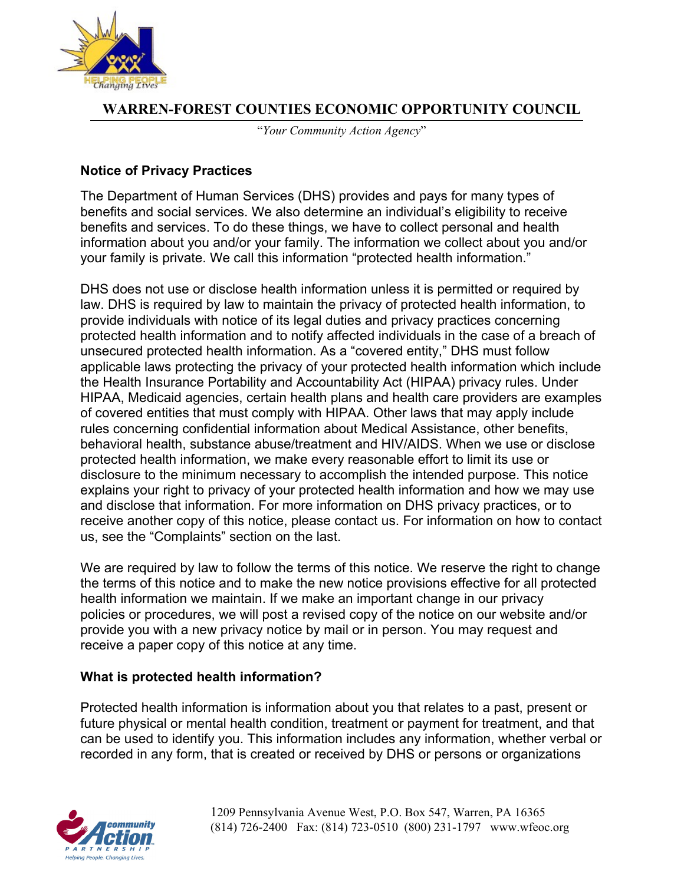**WARREN-FOREST COUNTIES ECONOMIC OPPORTUNITY COUNCIL**

"*Your Community Action Agency*"

## Notice of Privacy Practices

The Department of Human Services (DHS) provides and pays for many types of benefits and social services. We also determine an individual's eligibility to receive benefits and services. To do these things, we have to collect personal and health information about you and/or your family. The information we collect about you and/or your family is private. We call this information "protected health information."

DHS does not use or disclose health information unless it is permitted or required by law. DHS is required by law to maintain the privacy of protected health information, to provide individuals with notice of its legal duties and privacy practices concerning protected health information and to notify affected individuals in the case of a breach of unsecured protected health information. As a "covered entity," DHS must follow applicable laws protecting the privacy of your protected health information which include the Health Insurance Portability and Accountability Act (HIPAA) privacy rules. Under HIPAA, Medicaid agencies, certain health plans and health care providers are examples of covered entities that must comply with HIPAA. Other laws that may apply include rules concerning confidential information about Medical Assistance, other benefits, behavioral health, substance abuse/treatment and HIV/AIDS. When we use or disclose protected health information, we make every reasonable effort to limit its use or disclosure to the minimum necessary to accomplish the intended purpose. This notice explains your right to privacy of your protected health information and how we may use and disclose that information. For more information on DHS privacy practices, or to receive another copy of this notice, please contact us. For information on how to contact us, see the "Complaints" section on the last.

We are required by law to follow the terms of this notice. We reserve the right to change the terms of this notice and to make the new notice provisions effective for all protected health information we maintain. If we make an important change in our privacy policies or procedures, we will post a revised copy of the notice on our website and/or provide you with a new privacy notice by mail or in person. You may request and receive a paper copy of this notice at any time.

## What is protected health information?

Protected health information is information about you that relates to a past, present or future physical or mental health condition, treatment or payment for treatment, and that can be used to identify you. This information includes any information, whether verbal or recorded in any form, that is created or received by DHS or persons or organizations

1209 Pennsylvania Avenue West, P.O. Box 547, Warren, PA 16365
(814) 726-2400 Fax: (814) 723-0510 (800) 231-1797 www.wfeoc.org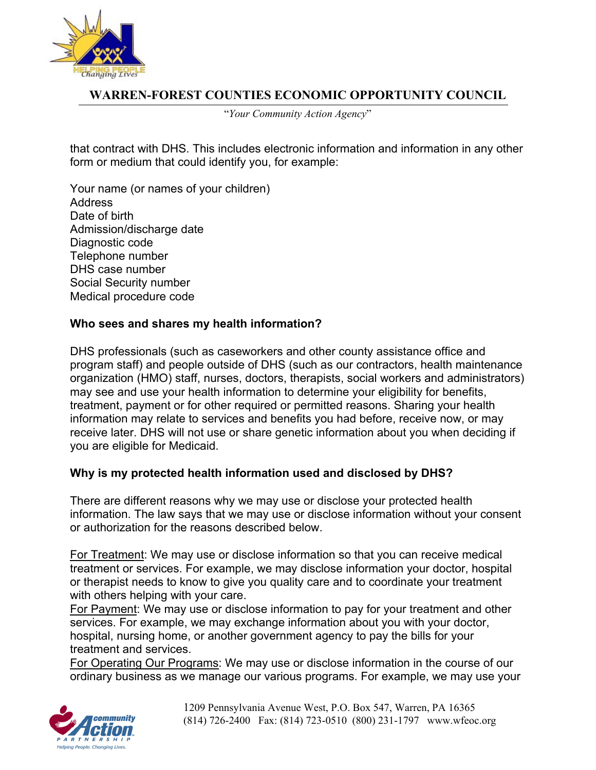that contract with DHS. This includes electronic information and information in any other form or medium that could identify you, for example:

Your name (or names of your children)
Address
Date of birth
Admission/discharge date
Diagnostic code
Telephone number
DHS case number
Social Security number
Medical procedure code

**Who sees and shares my health information?**

DHS professionals (such as caseworkers and other county assistance office and program staff) and people outside of DHS (such as our contractors, health maintenance organization (HMO) staff, nurses, doctors, therapists, social workers and administrators) may see and use your health information to determine your eligibility for benefits, treatment, payment or for other required or permitted reasons. Sharing your health information may relate to services and benefits you had before, receive now, or may receive later. DHS will not use or share genetic information about you when deciding if you are eligible for Medicaid.

**Why is my protected health information used and disclosed by DHS?**

There are different reasons why we may use or disclose your protected health information. The law says that we may use or disclose information without your consent or authorization for the reasons described below.

For Treatment: We may use or disclose information so that you can receive medical treatment or services. For example, we may disclose information your doctor, hospital or therapist needs to know to give you quality care and to coordinate your treatment with others helping with your care.
For Payment: We may use or disclose information to pay for your treatment and other services. For example, we may exchange information about you with your doctor, hospital, nursing home, or another government agency to pay the bills for your treatment and services.
For Operating Our Programs: We may use or disclose information in the course of our ordinary business as we manage our various programs. For example, we may use your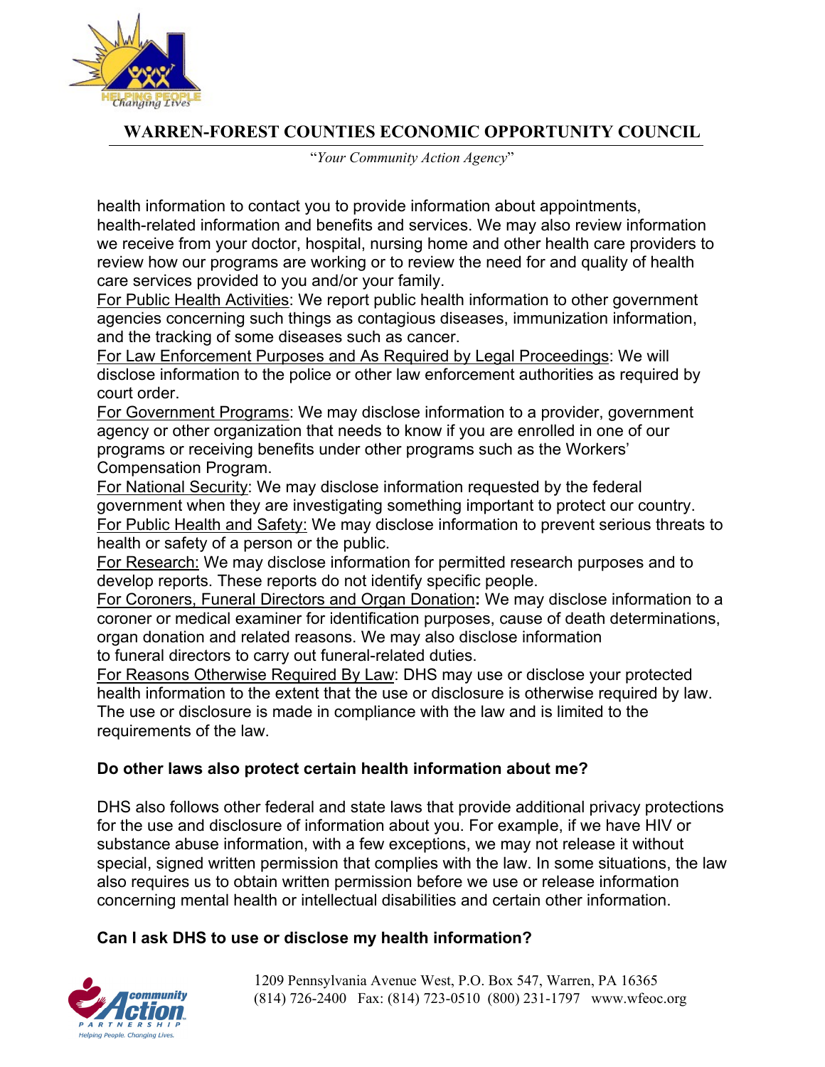health information to contact you to provide information about appointments, health-related information and benefits and services. We may also review information we receive from your doctor, hospital, nursing home and other health care providers to review how our programs are working or to review the need for and quality of health care services provided to you and/or your family.

For Public Health Activities: We report public health information to other government agencies concerning such things as contagious diseases, immunization information, and the tracking of some diseases such as cancer.

For Law Enforcement Purposes and As Required by Legal Proceedings: We will disclose information to the police or other law enforcement authorities as required by court order.

For Government Programs: We may disclose information to a provider, government agency or other organization that needs to know if you are enrolled in one of our programs or receiving benefits under other programs such as the Workers' Compensation Program.

For National Security: We may disclose information requested by the federal government when they are investigating something important to protect our country.

For Public Health and Safety: We may disclose information to prevent serious threats to health or safety of a person or the public.

For Research: We may disclose information for permitted research purposes and to develop reports. These reports do not identify specific people.

For Coroners, Funeral Directors and Organ Donation**:** We may disclose information to a coroner or medical examiner for identification purposes, cause of death determinations, organ donation and related reasons. We may also disclose information to funeral directors to carry out funeral-related duties.

For Reasons Otherwise Required By Law: DHS may use or disclose your protected health information to the extent that the use or disclosure is otherwise required by law. The use or disclosure is made in compliance with the law and is limited to the requirements of the law.

**Do other laws also protect certain health information about me?**

DHS also follows other federal and state laws that provide additional privacy protections for the use and disclosure of information about you. For example, if we have HIV or substance abuse information, with a few exceptions, we may not release it without special, signed written permission that complies with the law. In some situations, the law also requires us to obtain written permission before we use or release information concerning mental health or intellectual disabilities and certain other information.

**Can I ask DHS to use or disclose my health information?**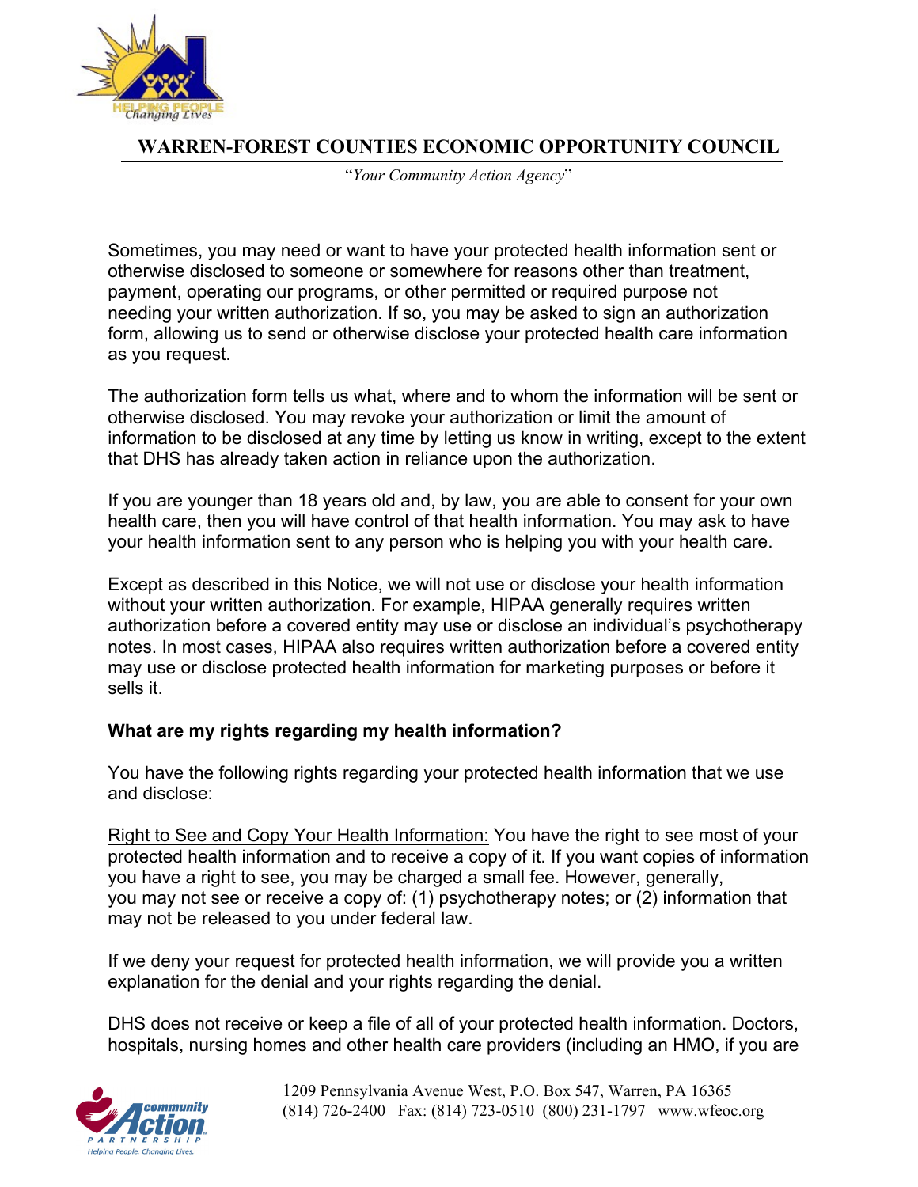Sometimes, you may need or want to have your protected health information sent or otherwise disclosed to someone or somewhere for reasons other than treatment, payment, operating our programs, or other permitted or required purpose not needing your written authorization. If so, you may be asked to sign an authorization form, allowing us to send or otherwise disclose your protected health care information as you request.

The authorization form tells us what, where and to whom the information will be sent or otherwise disclosed. You may revoke your authorization or limit the amount of information to be disclosed at any time by letting us know in writing, except to the extent that DHS has already taken action in reliance upon the authorization.

If you are younger than 18 years old and, by law, you are able to consent for your own health care, then you will have control of that health information. You may ask to have your health information sent to any person who is helping you with your health care.

Except as described in this Notice, we will not use or disclose your health information without your written authorization. For example, HIPAA generally requires written authorization before a covered entity may use or disclose an individual's psychotherapy notes. In most cases, HIPAA also requires written authorization before a covered entity may use or disclose protected health information for marketing purposes or before it sells it.

**What are my rights regarding my health information?**

You have the following rights regarding your protected health information that we use and disclose:

Right to See and Copy Your Health Information: You have the right to see most of your protected health information and to receive a copy of it. If you want copies of information you have a right to see, you may be charged a small fee. However, generally, you may not see or receive a copy of: (1) psychotherapy notes; or (2) information that may not be released to you under federal law.

If we deny your request for protected health information, we will provide you a written explanation for the denial and your rights regarding the denial.

DHS does not receive or keep a file of all of your protected health information. Doctors, hospitals, nursing homes and other health care providers (including an HMO, if you are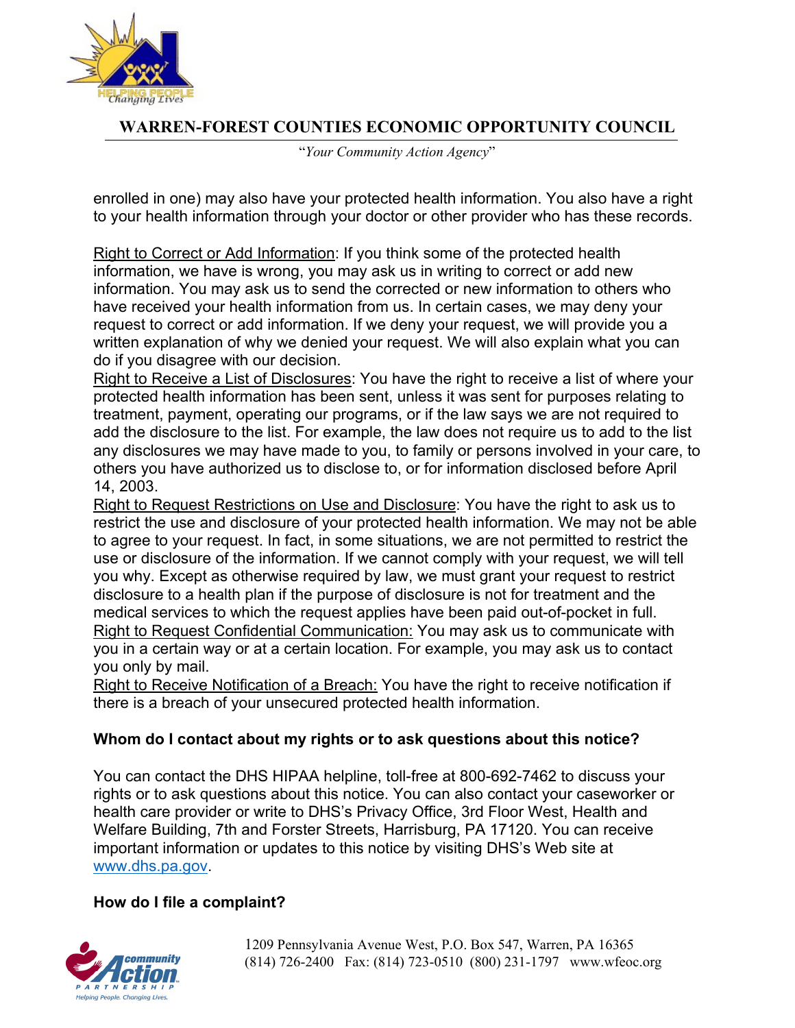enrolled in one) may also have your protected health information. You also have a right to your health information through your doctor or other provider who has these records.

Right to Correct or Add Information: If you think some of the protected health information, we have is wrong, you may ask us in writing to correct or add new information. You may ask us to send the corrected or new information to others who have received your health information from us. In certain cases, we may deny your request to correct or add information. If we deny your request, we will provide you a written explanation of why we denied your request. We will also explain what you can do if you disagree with our decision.

Right to Receive a List of Disclosures: You have the right to receive a list of where your protected health information has been sent, unless it was sent for purposes relating to treatment, payment, operating our programs, or if the law says we are not required to add the disclosure to the list. For example, the law does not require us to add to the list any disclosures we may have made to you, to family or persons involved in your care, to others you have authorized us to disclose to, or for information disclosed before April 14, 2003.

Right to Request Restrictions on Use and Disclosure: You have the right to ask us to restrict the use and disclosure of your protected health information. We may not be able to agree to your request. In fact, in some situations, we are not permitted to restrict the use or disclosure of the information. If we cannot comply with your request, we will tell you why. Except as otherwise required by law, we must grant your request to restrict disclosure to a health plan if the purpose of disclosure is not for treatment and the medical services to which the request applies have been paid out-of-pocket in full.

Right to Request Confidential Communication: You may ask us to communicate with you in a certain way or at a certain location. For example, you may ask us to contact you only by mail.

Right to Receive Notification of a Breach: You have the right to receive notification if there is a breach of your unsecured protected health information.

**Whom do I contact about my rights or to ask questions about this notice?**

You can contact the DHS HIPAA helpline, toll-free at 800-692-7462 to discuss your rights or to ask questions about this notice. You can also contact your caseworker or health care provider or write to DHS's Privacy Office, 3rd Floor West, Health and Welfare Building, 7th and Forster Streets, Harrisburg, PA 17120. You can receive important information or updates to this notice by visiting DHS's Web site at www.dhs.pa.gov.

**How do I file a complaint?**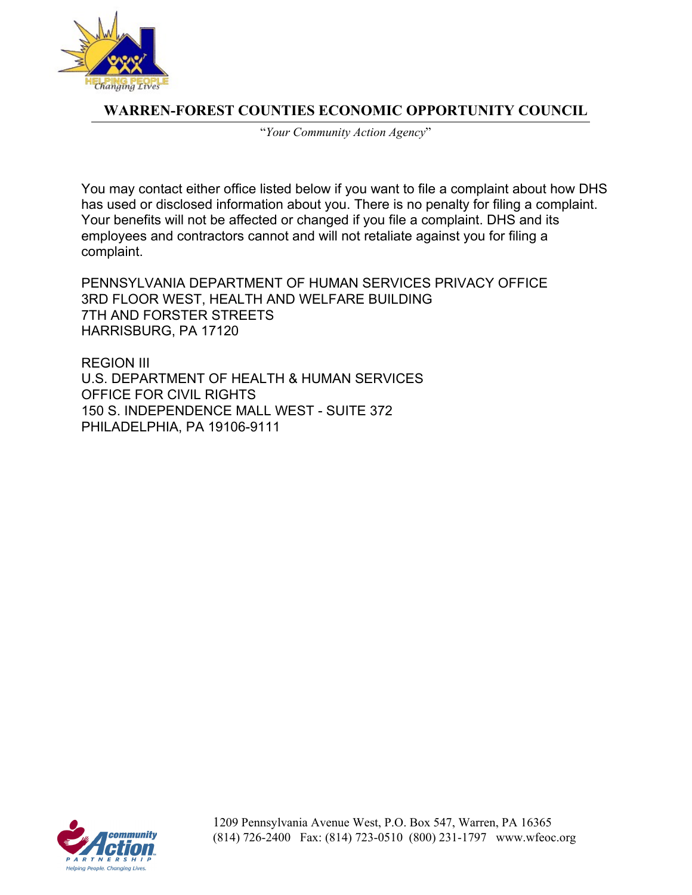**WARREN-FOREST COUNTIES ECONOMIC OPPORTUNITY COUNCIL**

"*Your Community Action Agency*"

You may contact either office listed below if you want to file a complaint about how DHS has used or disclosed information about you. There is no penalty for filing a complaint. Your benefits will not be affected or changed if you file a complaint. DHS and its employees and contractors cannot and will not retaliate against you for filing a complaint.

PENNSYLVANIA DEPARTMENT OF HUMAN SERVICES PRIVACY OFFICE
3RD FLOOR WEST, HEALTH AND WELFARE BUILDING
7TH AND FORSTER STREETS
HARRISBURG, PA 17120

REGION III
U.S. DEPARTMENT OF HEALTH & HUMAN SERVICES
OFFICE FOR CIVIL RIGHTS
150 S. INDEPENDENCE MALL WEST - SUITE 372
PHILADELPHIA, PA 19106-9111

1209 Pennsylvania Avenue West, P.O. Box 547, Warren, PA 16365
(814) 726-2400 Fax: (814) 723-0510 (800) 231-1797 www.wfeoc.org